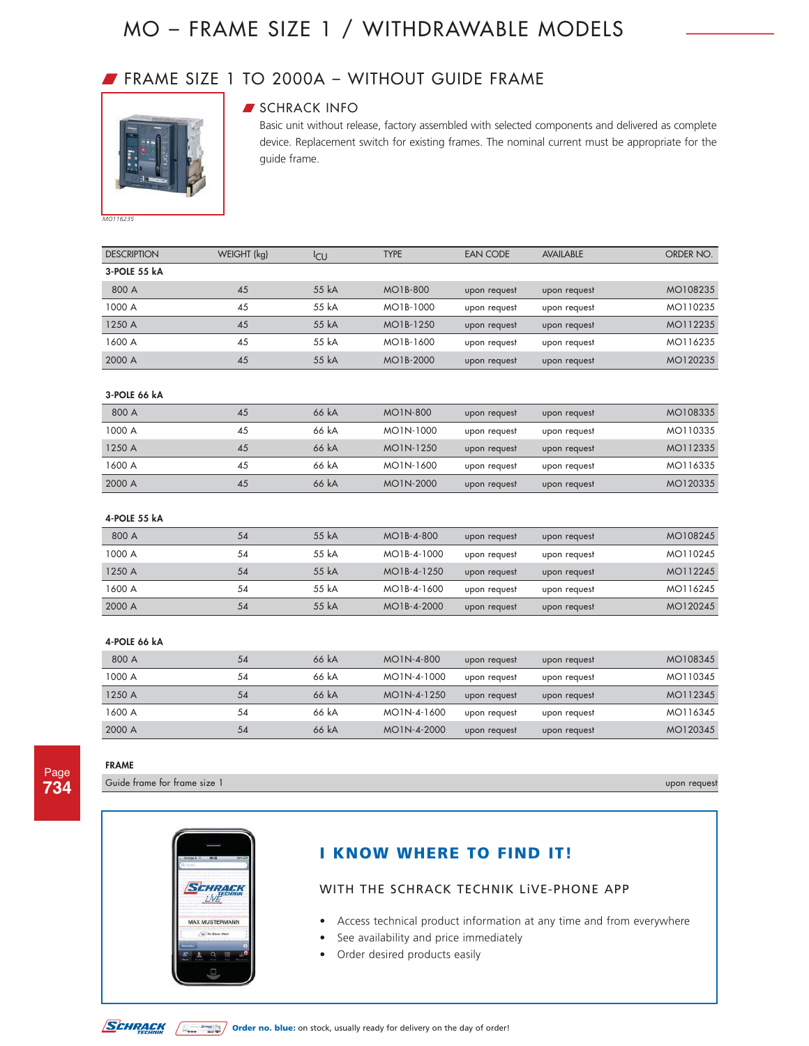# MO – FRAME SIZE 1 / WITHDRAWABLE MODELS

## FRAME SIZE 1 TO 2000A – WITHOUT GUIDE FRAME

MO116235

### SCHRACK INFO

Basic unit without release, factory assembled with selected components and delivered as complete device. Replacement switch for existing frames. The nominal current must be appropriate for the guide frame.

| DESCRIPTION | WEIGHT (kg) | $I_{CU}$ | TYPE | EAN CODE | AVAILABLE | ORDER NO. |
|---|---|---|---|---|---|---|
| **3-POLE 55 kA** | | | | | | |
| 800 A | 45 | 55 kA | MO1B-800 | upon request | upon request | MO108235 |
| 1000 A | 45 | 55 kA | MO1B-1000 | upon request | upon request | MO110235 |
| 1250 A | 45 | 55 kA | MO1B-1250 | upon request | upon request | MO112235 |
| 1600 A | 45 | 55 kA | MO1B-1600 | upon request | upon request | MO116235 |
| 2000 A | 45 | 55 kA | MO1B-2000 | upon request | upon request | MO120235 |
| **3-POLE 66 kA** | | | | | | |
| 800 A | 45 | 66 kA | MO1N-800 | upon request | upon request | MO108335 |
| 1000 A | 45 | 66 kA | MO1N-1000 | upon request | upon request | MO110335 |
| 1250 A | 45 | 66 kA | MO1N-1250 | upon request | upon request | MO112335 |
| 1600 A | 45 | 66 kA | MO1N-1600 | upon request | upon request | MO116335 |
| 2000 A | 45 | 66 kA | MO1N-2000 | upon request | upon request | MO120335 |
| **4-POLE 55 kA** | | | | | | |
| 800 A | 54 | 55 kA | MO1B-4-800 | upon request | upon request | MO108245 |
| 1000 A | 54 | 55 kA | MO1B-4-1000 | upon request | upon request | MO110245 |
| 1250 A | 54 | 55 kA | MO1B-4-1250 | upon request | upon request | MO112245 |
| 1600 A | 54 | 55 kA | MO1B-4-1600 | upon request | upon request | MO116245 |
| 2000 A | 54 | 55 kA | MO1B-4-2000 | upon request | upon request | MO120245 |
| **4-POLE 66 kA** | | | | | | |
| 800 A | 54 | 66 kA | MO1N-4-800 | upon request | upon request | MO108345 |
| 1000 A | 54 | 66 kA | MO1N-4-1000 | upon request | upon request | MO110345 |
| 1250 A | 54 | 66 kA | MO1N-4-1250 | upon request | upon request | MO112345 |
| 1600 A | 54 | 66 kA | MO1N-4-1600 | upon request | upon request | MO116345 |
| 2000 A | 54 | 66 kA | MO1N-4-2000 | upon request | upon request | MO120345 |

| **FRAME** | |
|---|---|
| Guide frame for frame size 1 | upon request |

## I KNOW WHERE TO FIND IT!

WITH THE SCHRACK TECHNIK LiVE-PHONE APP

- Access technical product information at any time and from everywhere
- See availability and price immediately
- Order desired products easily

**Order no. blue:** on stock, usually ready for delivery on the day of order!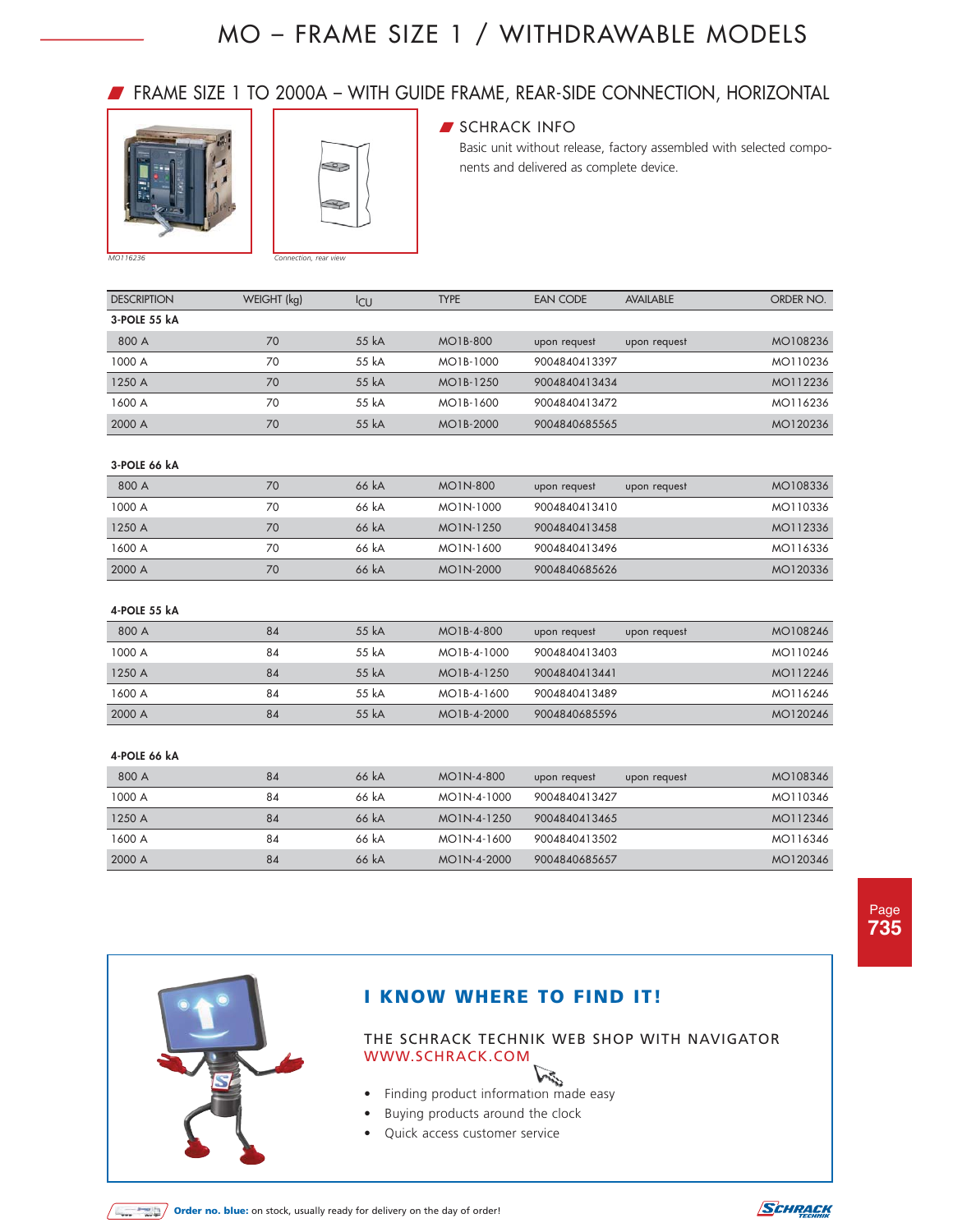# MO – FRAME SIZE 1 / WITHDRAWABLE MODELS

## FRAME SIZE 1 TO 2000A – WITH GUIDE FRAME, REAR-SIDE CONNECTION, HORIZONTAL

MO116236

Connection, rear view

### SCHRACK INFO

Basic unit without release, factory assembled with selected components and delivered as complete device.

| DESCRIPTION | WEIGHT (kg) | $I_{CU}$ | TYPE | EAN CODE | AVAILABLE | ORDER NO. |
|---|---|---|---|---|---|---|
| **3-POLE 55 kA** | | | | | | |
| 800 A | 70 | 55 kA | MO1B-800 | upon request | upon request | MO108236 |
| 1000 A | 70 | 55 kA | MO1B-1000 | 9004840413397 | | MO110236 |
| 1250 A | 70 | 55 kA | MO1B-1250 | 9004840413434 | | MO112236 |
| 1600 A | 70 | 55 kA | MO1B-1600 | 9004840413472 | | MO116236 |
| 2000 A | 70 | 55 kA | MO1B-2000 | 9004840685565 | | MO120236 |
| **3-POLE 66 kA** | | | | | | |
| 800 A | 70 | 66 kA | MO1N-800 | upon request | upon request | MO108336 |
| 1000 A | 70 | 66 kA | MO1N-1000 | 9004840413410 | | MO110336 |
| 1250 A | 70 | 66 kA | MO1N-1250 | 9004840413458 | | MO112336 |
| 1600 A | 70 | 66 kA | MO1N-1600 | 9004840413496 | | MO116336 |
| 2000 A | 70 | 66 kA | MO1N-2000 | 9004840685626 | | MO120336 |
| **4-POLE 55 kA** | | | | | | |
| 800 A | 84 | 55 kA | MO1B-4-800 | upon request | upon request | MO108246 |
| 1000 A | 84 | 55 kA | MO1B-4-1000 | 9004840413403 | | MO110246 |
| 1250 A | 84 | 55 kA | MO1B-4-1250 | 9004840413441 | | MO112246 |
| 1600 A | 84 | 55 kA | MO1B-4-1600 | 9004840413489 | | MO116246 |
| 2000 A | 84 | 55 kA | MO1B-4-2000 | 9004840685596 | | MO120246 |
| **4-POLE 66 kA** | | | | | | |
| 800 A | 84 | 66 kA | MO1N-4-800 | upon request | upon request | MO108346 |
| 1000 A | 84 | 66 kA | MO1N-4-1000 | 9004840413427 | | MO110346 |
| 1250 A | 84 | 66 kA | MO1N-4-1250 | 9004840413465 | | MO112346 |
| 1600 A | 84 | 66 kA | MO1N-4-1600 | 9004840413502 | | MO116346 |
| 2000 A | 84 | 66 kA | MO1N-4-2000 | 9004840685657 | | MO120346 |

**I KNOW WHERE TO FIND IT!**

THE SCHRACK TECHNIK WEB SHOP WITH NAVIGATOR
WWW.SCHRACK.COM

- Finding product information made easy
- Buying products around the clock
- Quick access customer service

**Order no. blue:** on stock, usually ready for delivery on the day of order!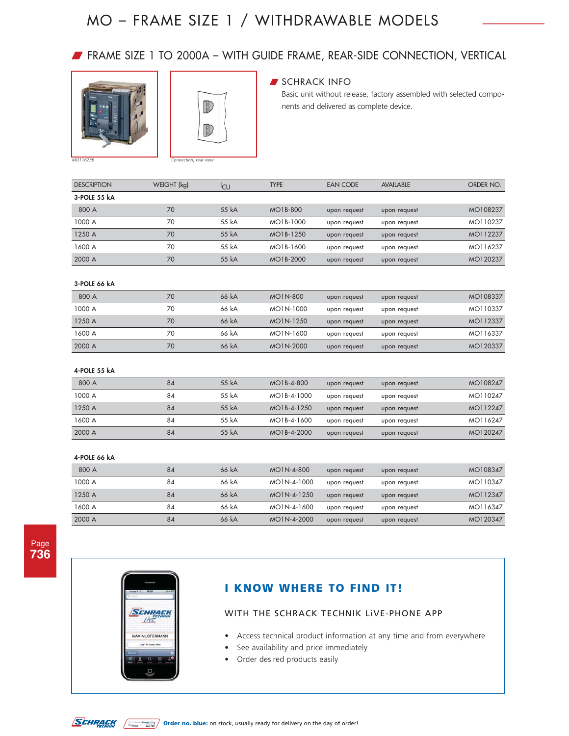# MO – FRAME SIZE 1 / WITHDRAWABLE MODELS

## FRAME SIZE 1 TO 2000A – WITH GUIDE FRAME, REAR-SIDE CONNECTION, VERTICAL

MO116236

Connection, rear view

### SCHRACK INFO

Basic unit without release, factory assembled with selected components and delivered as complete device.

| DESCRIPTION | WEIGHT (kg) | $I_{CU}$ | TYPE | EAN CODE | AVAILABLE | ORDER NO. |
|---|---|---|---|---|---|---|
| **3-POLE 55 kA** | | | | | | |
| 800 A | 70 | 55 kA | MO1B-800 | upon request | upon request | MO108237 |
| 1000 A | 70 | 55 kA | MO1B-1000 | upon request | upon request | MO110237 |
| 1250 A | 70 | 55 kA | MO1B-1250 | upon request | upon request | MO112237 |
| 1600 A | 70 | 55 kA | MO1B-1600 | upon request | upon request | MO116237 |
| 2000 A | 70 | 55 kA | MO1B-2000 | upon request | upon request | MO120237 |
| **3-POLE 66 kA** | | | | | | |
| 800 A | 70 | 66 kA | MO1N-800 | upon request | upon request | MO108337 |
| 1000 A | 70 | 66 kA | MO1N-1000 | upon request | upon request | MO110337 |
| 1250 A | 70 | 66 kA | MO1N-1250 | upon request | upon request | MO112337 |
| 1600 A | 70 | 66 kA | MO1N-1600 | upon request | upon request | MO116337 |
| 2000 A | 70 | 66 kA | MO1N-2000 | upon request | upon request | MO120337 |
| **4-POLE 55 kA** | | | | | | |
| 800 A | 84 | 55 kA | MO1B-4-800 | upon request | upon request | MO108247 |
| 1000 A | 84 | 55 kA | MO1B-4-1000 | upon request | upon request | MO110247 |
| 1250 A | 84 | 55 kA | MO1B-4-1250 | upon request | upon request | MO112247 |
| 1600 A | 84 | 55 kA | MO1B-4-1600 | upon request | upon request | MO116247 |
| 2000 A | 84 | 55 kA | MO1B-4-2000 | upon request | upon request | MO120247 |
| **4-POLE 66 kA** | | | | | | |
| 800 A | 84 | 66 kA | MO1N-4-800 | upon request | upon request | MO108347 |
| 1000 A | 84 | 66 kA | MO1N-4-1000 | upon request | upon request | MO110347 |
| 1250 A | 84 | 66 kA | MO1N-4-1250 | upon request | upon request | MO112347 |
| 1600 A | 84 | 66 kA | MO1N-4-1600 | upon request | upon request | MO116347 |
| 2000 A | 84 | 66 kA | MO1N-4-2000 | upon request | upon request | MO120347 |

## I KNOW WHERE TO FIND IT!

WITH THE SCHRACK TECHNIK LiVE-PHONE APP

- Access technical product information at any time and from everywhere
- See availability and price immediately
- Order desired products easily

**Order no. blue:** on stock, usually ready for delivery on the day of order!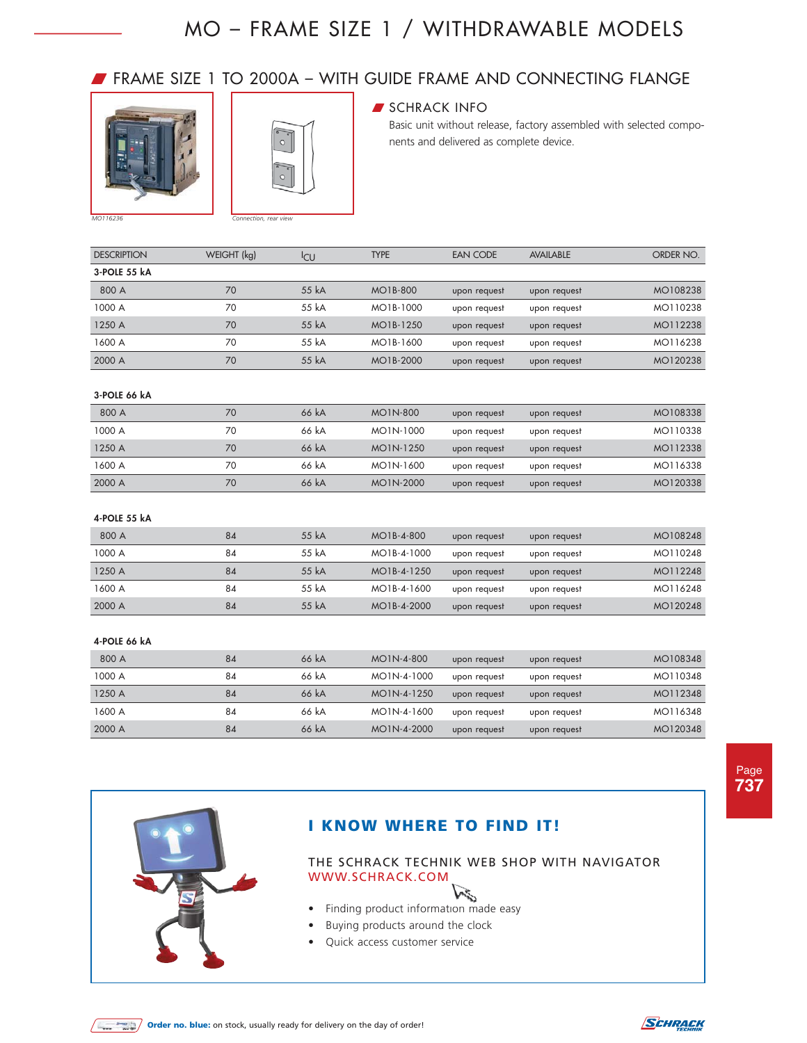# MO – FRAME SIZE 1 / WITHDRAWABLE MODELS

## FRAME SIZE 1 TO 2000A – WITH GUIDE FRAME AND CONNECTING FLANGE

MO116236

Connection, rear view

### SCHRACK INFO

Basic unit without release, factory assembled with selected components and delivered as complete device.

| DESCRIPTION | WEIGHT (kg) | $I_{CU}$ | TYPE | EAN CODE | AVAILABLE | ORDER NO. |
|---|---|---|---|---|---|---|
| **3-POLE 55 kA** | | | | | | |
| 800 A | 70 | 55 kA | MO1B-800 | upon request | upon request | MO108238 |
| 1000 A | 70 | 55 kA | MO1B-1000 | upon request | upon request | MO110238 |
| 1250 A | 70 | 55 kA | MO1B-1250 | upon request | upon request | MO112238 |
| 1600 A | 70 | 55 kA | MO1B-1600 | upon request | upon request | MO116238 |
| 2000 A | 70 | 55 kA | MO1B-2000 | upon request | upon request | MO120238 |
| **3-POLE 66 kA** | | | | | | |
| 800 A | 70 | 66 kA | MO1N-800 | upon request | upon request | MO108338 |
| 1000 A | 70 | 66 kA | MO1N-1000 | upon request | upon request | MO110338 |
| 1250 A | 70 | 66 kA | MO1N-1250 | upon request | upon request | MO112338 |
| 1600 A | 70 | 66 kA | MO1N-1600 | upon request | upon request | MO116338 |
| 2000 A | 70 | 66 kA | MO1N-2000 | upon request | upon request | MO120338 |
| **4-POLE 55 kA** | | | | | | |
| 800 A | 84 | 55 kA | MO1B-4-800 | upon request | upon request | MO108248 |
| 1000 A | 84 | 55 kA | MO1B-4-1000 | upon request | upon request | MO110248 |
| 1250 A | 84 | 55 kA | MO1B-4-1250 | upon request | upon request | MO112248 |
| 1600 A | 84 | 55 kA | MO1B-4-1600 | upon request | upon request | MO116248 |
| 2000 A | 84 | 55 kA | MO1B-4-2000 | upon request | upon request | MO120248 |
| **4-POLE 66 kA** | | | | | | |
| 800 A | 84 | 66 kA | MO1N-4-800 | upon request | upon request | MO108348 |
| 1000 A | 84 | 66 kA | MO1N-4-1000 | upon request | upon request | MO110348 |
| 1250 A | 84 | 66 kA | MO1N-4-1250 | upon request | upon request | MO112348 |
| 1600 A | 84 | 66 kA | MO1N-4-1600 | upon request | upon request | MO116348 |
| 2000 A | 84 | 66 kA | MO1N-4-2000 | upon request | upon request | MO120348 |

**I KNOW WHERE TO FIND IT!**

THE SCHRACK TECHNIK WEB SHOP WITH NAVIGATOR
WWW.SCHRACK.COM

- Finding product information made easy
- Buying products around the clock
- Quick access customer service

**Order no. blue:** on stock, usually ready for delivery on the day of order!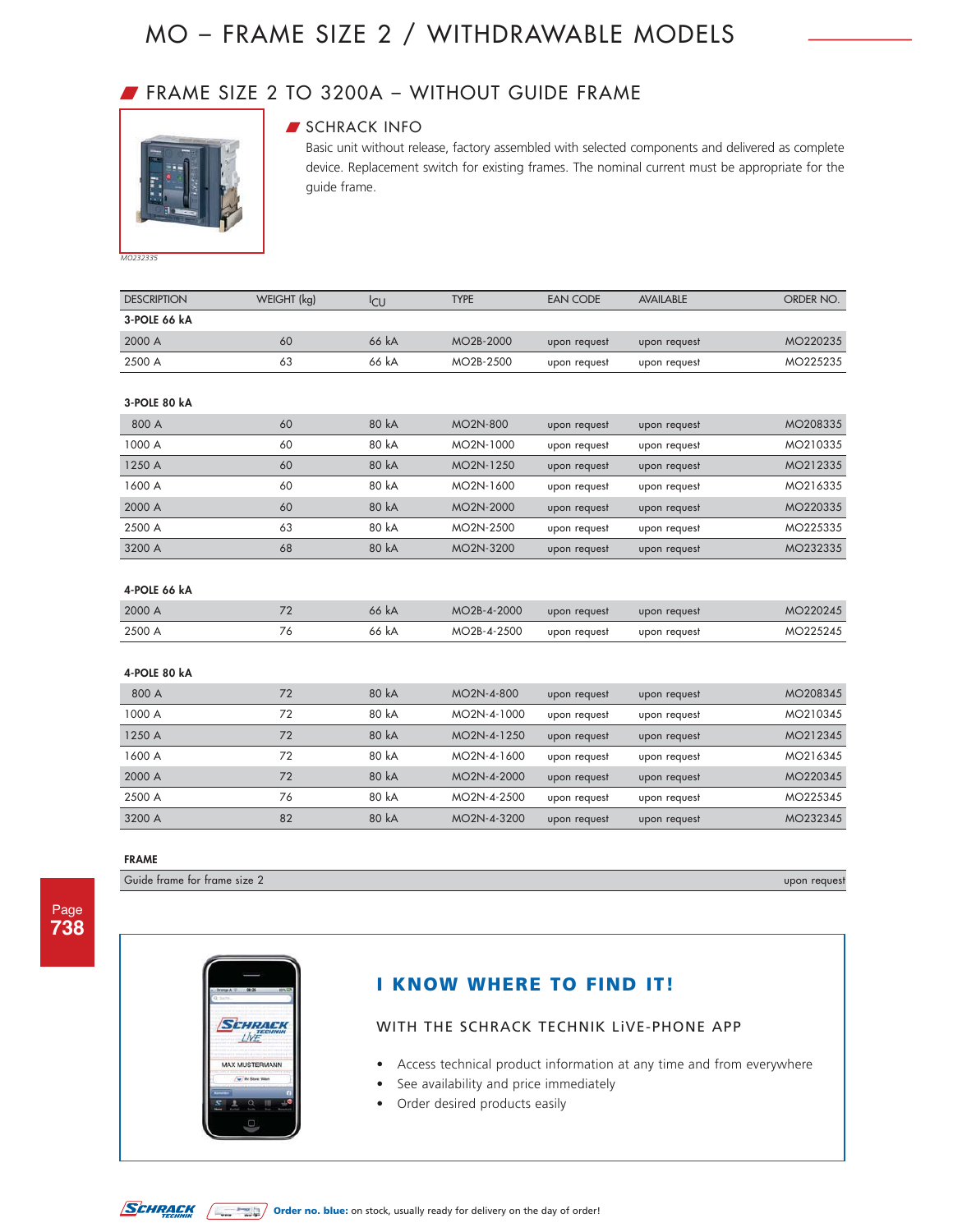# MO – FRAME SIZE 2 / WITHDRAWABLE MODELS

## FRAME SIZE 2 TO 3200A – WITHOUT GUIDE FRAME

MO232335

### SCHRACK INFO

Basic unit without release, factory assembled with selected components and delivered as complete device. Replacement switch for existing frames. The nominal current must be appropriate for the guide frame.

| DESCRIPTION | WEIGHT (kg) | $I_{CU}$ | TYPE | EAN CODE | AVAILABLE | ORDER NO. |
|---|---|---|---|---|---|---|
| **3-POLE 66 kA** | | | | | | |
| 2000 A | 60 | 66 kA | MO2B-2000 | upon request | upon request | MO220235 |
| 2500 A | 63 | 66 kA | MO2B-2500 | upon request | upon request | MO225235 |
| **3-POLE 80 kA** | | | | | | |
| 800 A | 60 | 80 kA | MO2N-800 | upon request | upon request | MO208335 |
| 1000 A | 60 | 80 kA | MO2N-1000 | upon request | upon request | MO210335 |
| 1250 A | 60 | 80 kA | MO2N-1250 | upon request | upon request | MO212335 |
| 1600 A | 60 | 80 kA | MO2N-1600 | upon request | upon request | MO216335 |
| 2000 A | 60 | 80 kA | MO2N-2000 | upon request | upon request | MO220335 |
| 2500 A | 63 | 80 kA | MO2N-2500 | upon request | upon request | MO225335 |
| 3200 A | 68 | 80 kA | MO2N-3200 | upon request | upon request | MO232335 |
| **4-POLE 66 kA** | | | | | | |
| 2000 A | 72 | 66 kA | MO2B-4-2000 | upon request | upon request | MO220245 |
| 2500 A | 76 | 66 kA | MO2B-4-2500 | upon request | upon request | MO225245 |
| **4-POLE 80 kA** | | | | | | |
| 800 A | 72 | 80 kA | MO2N-4-800 | upon request | upon request | MO208345 |
| 1000 A | 72 | 80 kA | MO2N-4-1000 | upon request | upon request | MO210345 |
| 1250 A | 72 | 80 kA | MO2N-4-1250 | upon request | upon request | MO212345 |
| 1600 A | 72 | 80 kA | MO2N-4-1600 | upon request | upon request | MO216345 |
| 2000 A | 72 | 80 kA | MO2N-4-2000 | upon request | upon request | MO220345 |
| 2500 A | 76 | 80 kA | MO2N-4-2500 | upon request | upon request | MO225345 |
| 3200 A | 82 | 80 kA | MO2N-4-3200 | upon request | upon request | MO232345 |
| **FRAME** | | | | | | |
| Guide frame for frame size 2 | | | | | | upon request |

## I KNOW WHERE TO FIND IT!

WITH THE SCHRACK TECHNIK LiVE-PHONE APP

- Access technical product information at any time and from everywhere
- See availability and price immediately
- Order desired products easily

**Order no. blue:** on stock, usually ready for delivery on the day of order!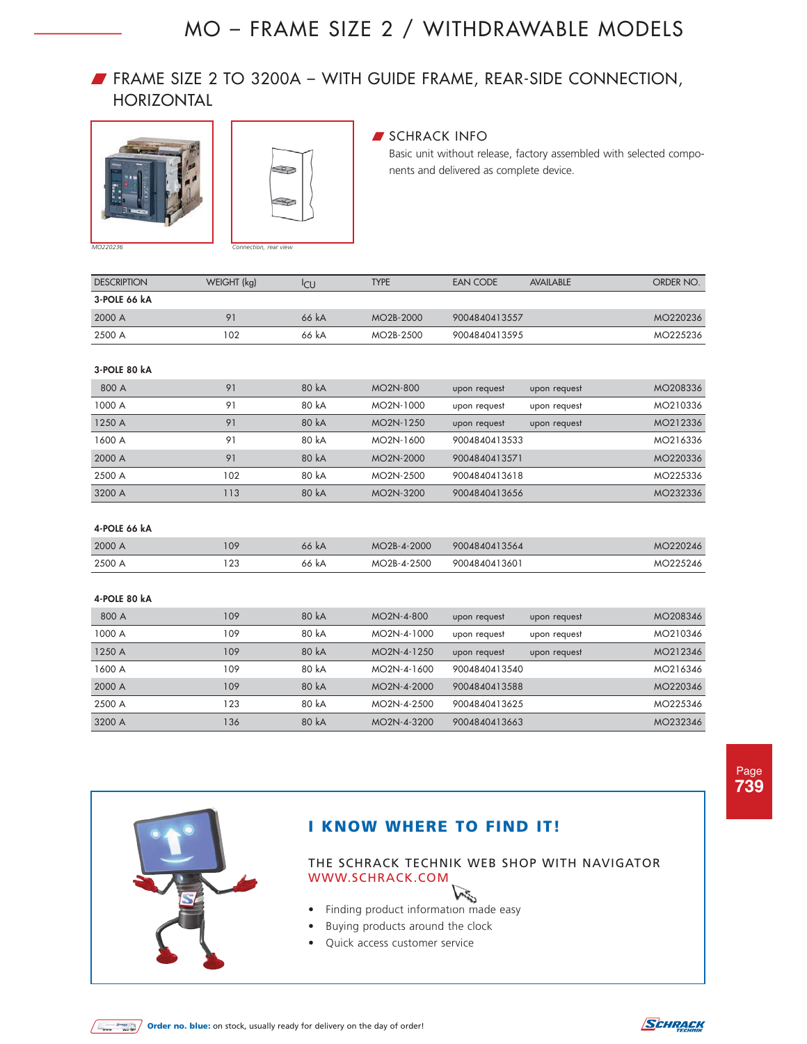# MO – FRAME SIZE 2 / WITHDRAWABLE MODELS

## FRAME SIZE 2 TO 3200A – WITH GUIDE FRAME, REAR-SIDE CONNECTION, HORIZONTAL

MO220236

Connection, rear view

### SCHRACK INFO

Basic unit without release, factory assembled with selected components and delivered as complete device.

| DESCRIPTION | WEIGHT (kg) | $I_{CU}$ | TYPE | EAN CODE | AVAILABLE | ORDER NO. |
|---|---|---|---|---|---|---|
| **3-POLE 66 kA** | | | | | | |
| 2000 A | 91 | 66 kA | MO2B-2000 | 9004840413557 | | MO220236 |
| 2500 A | 102 | 66 kA | MO2B-2500 | 9004840413595 | | MO225236 |
| **3-POLE 80 kA** | | | | | | |
| 800 A | 91 | 80 kA | MO2N-800 | upon request | upon request | MO208336 |
| 1000 A | 91 | 80 kA | MO2N-1000 | upon request | upon request | MO210336 |
| 1250 A | 91 | 80 kA | MO2N-1250 | upon request | upon request | MO212336 |
| 1600 A | 91 | 80 kA | MO2N-1600 | 9004840413533 | | MO216336 |
| 2000 A | 91 | 80 kA | MO2N-2000 | 9004840413571 | | MO220336 |
| 2500 A | 102 | 80 kA | MO2N-2500 | 9004840413618 | | MO225336 |
| 3200 A | 113 | 80 kA | MO2N-3200 | 9004840413656 | | MO232336 |
| **4-POLE 66 kA** | | | | | | |
| 2000 A | 109 | 66 kA | MO2B-4-2000 | 9004840413564 | | MO220246 |
| 2500 A | 123 | 66 kA | MO2B-4-2500 | 9004840413601 | | MO225246 |
| **4-POLE 80 kA** | | | | | | |
| 800 A | 109 | 80 kA | MO2N-4-800 | upon request | upon request | MO208346 |
| 1000 A | 109 | 80 kA | MO2N-4-1000 | upon request | upon request | MO210346 |
| 1250 A | 109 | 80 kA | MO2N-4-1250 | upon request | upon request | MO212346 |
| 1600 A | 109 | 80 kA | MO2N-4-1600 | 9004840413540 | | MO216346 |
| 2000 A | 109 | 80 kA | MO2N-4-2000 | 9004840413588 | | MO220346 |
| 2500 A | 123 | 80 kA | MO2N-4-2500 | 9004840413625 | | MO225346 |
| 3200 A | 136 | 80 kA | MO2N-4-3200 | 9004840413663 | | MO232346 |

## I KNOW WHERE TO FIND IT!

THE SCHRACK TECHNIK WEB SHOP WITH NAVIGATOR
WWW.SCHRACK.COM

- Finding product information made easy
- Buying products around the clock
- Quick access customer service

**Order no. blue:** on stock, usually ready for delivery on the day of order!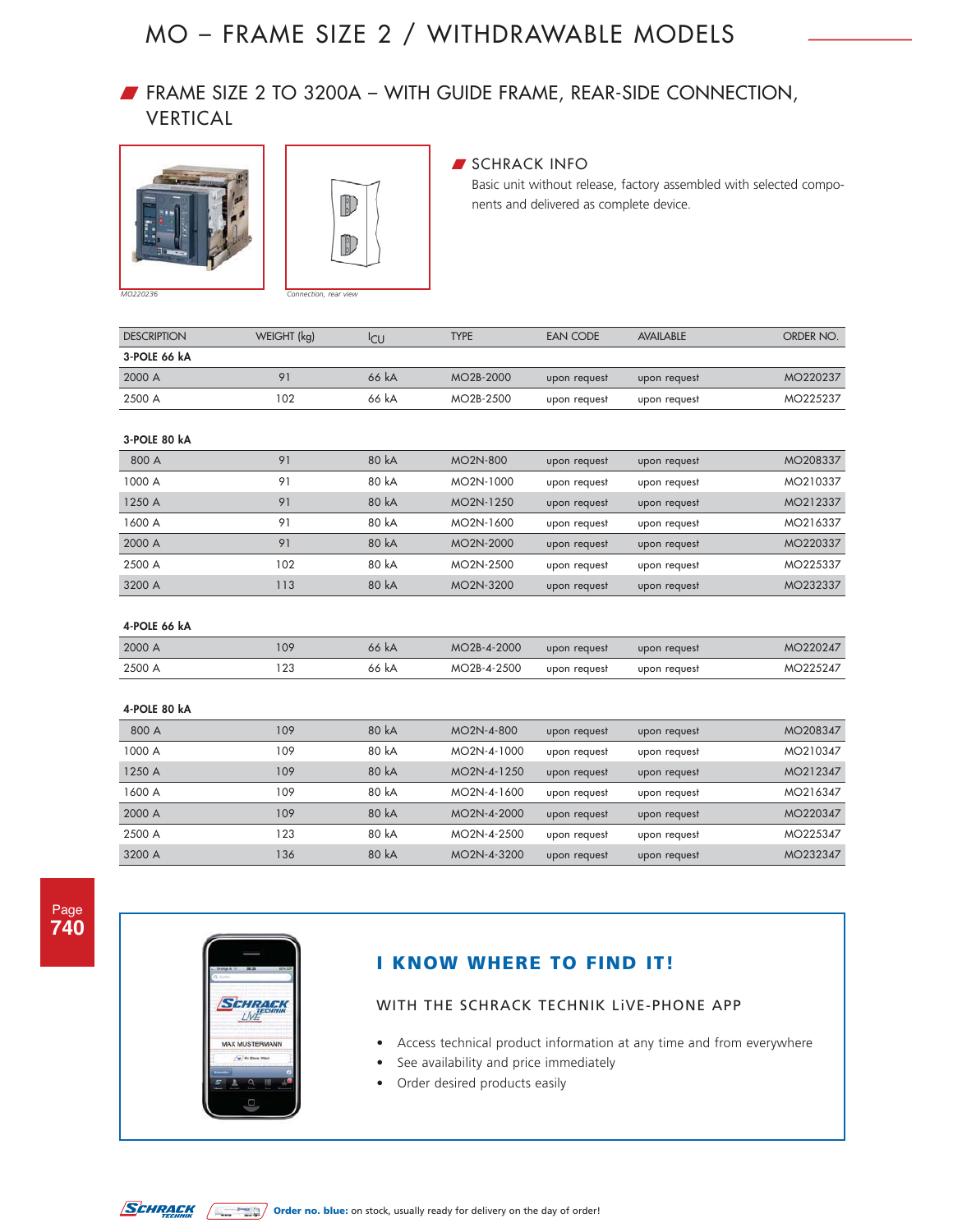# MO – FRAME SIZE 2 / WITHDRAWABLE MODELS

## FRAME SIZE 2 TO 3200A – WITH GUIDE FRAME, REAR-SIDE CONNECTION, VERTICAL

MO220236

Connection, rear view

### SCHRACK INFO

Basic unit without release, factory assembled with selected components and delivered as complete device.

| DESCRIPTION | WEIGHT (kg) | $I_{CU}$ | TYPE | EAN CODE | AVAILABLE | ORDER NO. |
|---|---|---|---|---|---|---|
| **3-POLE 66 kA** | | | | | | |
| 2000 A | 91 | 66 kA | MO2B-2000 | upon request | upon request | MO220237 |
| 2500 A | 102 | 66 kA | MO2B-2500 | upon request | upon request | MO225237 |
| **3-POLE 80 kA** | | | | | | |
| 800 A | 91 | 80 kA | MO2N-800 | upon request | upon request | MO208337 |
| 1000 A | 91 | 80 kA | MO2N-1000 | upon request | upon request | MO210337 |
| 1250 A | 91 | 80 kA | MO2N-1250 | upon request | upon request | MO212337 |
| 1600 A | 91 | 80 kA | MO2N-1600 | upon request | upon request | MO216337 |
| 2000 A | 91 | 80 kA | MO2N-2000 | upon request | upon request | MO220337 |
| 2500 A | 102 | 80 kA | MO2N-2500 | upon request | upon request | MO225337 |
| 3200 A | 113 | 80 kA | MO2N-3200 | upon request | upon request | MO232337 |
| **4-POLE 66 kA** | | | | | | |
| 2000 A | 109 | 66 kA | MO2B-4-2000 | upon request | upon request | MO220247 |
| 2500 A | 123 | 66 kA | MO2B-4-2500 | upon request | upon request | MO225247 |
| **4-POLE 80 kA** | | | | | | |
| 800 A | 109 | 80 kA | MO2N-4-800 | upon request | upon request | MO208347 |
| 1000 A | 109 | 80 kA | MO2N-4-1000 | upon request | upon request | MO210347 |
| 1250 A | 109 | 80 kA | MO2N-4-1250 | upon request | upon request | MO212347 |
| 1600 A | 109 | 80 kA | MO2N-4-1600 | upon request | upon request | MO216347 |
| 2000 A | 109 | 80 kA | MO2N-4-2000 | upon request | upon request | MO220347 |
| 2500 A | 123 | 80 kA | MO2N-4-2500 | upon request | upon request | MO225347 |
| 3200 A | 136 | 80 kA | MO2N-4-3200 | upon request | upon request | MO232347 |

## I KNOW WHERE TO FIND IT!

WITH THE SCHRACK TECHNIK LiVE-PHONE APP

- Access technical product information at any time and from everywhere
- See availability and price immediately
- Order desired products easily

**Order no. blue:** on stock, usually ready for delivery on the day of order!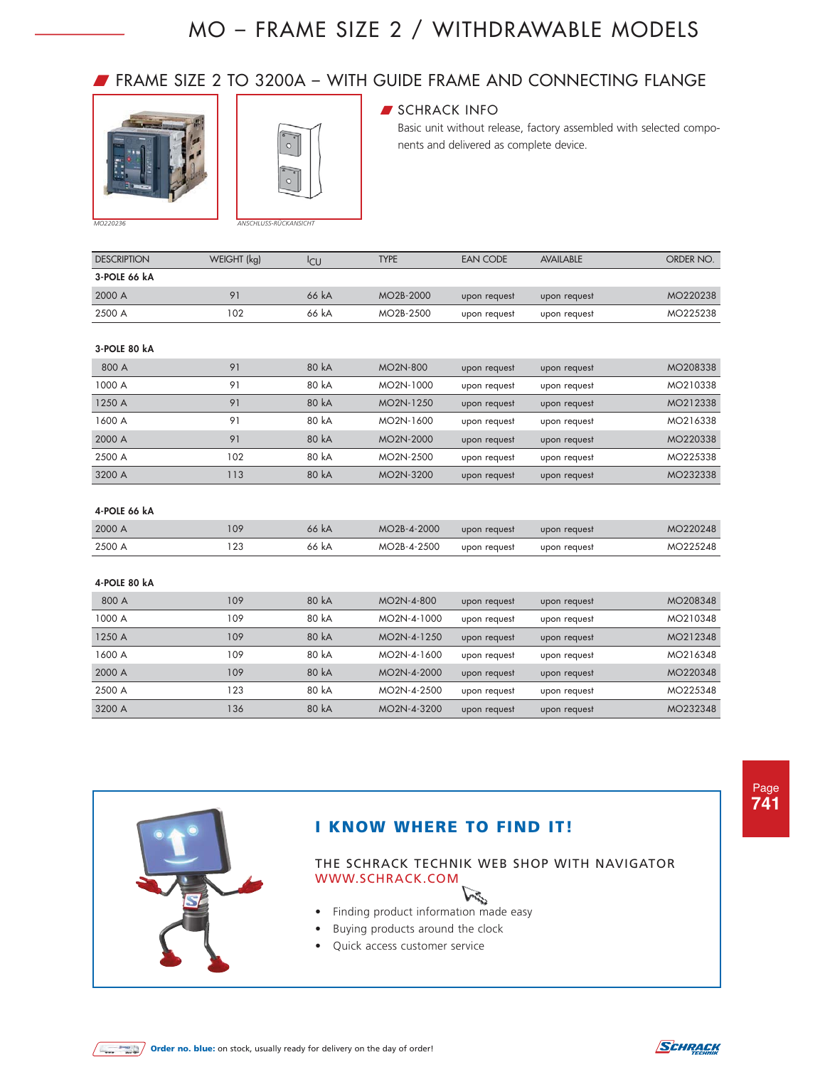# MO – FRAME SIZE 2 / WITHDRAWABLE MODELS

## FRAME SIZE 2 TO 3200A – WITH GUIDE FRAME AND CONNECTING FLANGE

MO220236

ANSCHLUSS-RÜCKANSICHT

### SCHRACK INFO

Basic unit without release, factory assembled with selected components and delivered as complete device.

| DESCRIPTION | WEIGHT (kg) | $I_{CU}$ | TYPE | EAN CODE | AVAILABLE | ORDER NO. |
|---|---|---|---|---|---|---|
| **3-POLE 66 kA** | | | | | | |
| 2000 A | 91 | 66 kA | MO2B-2000 | upon request | upon request | MO220238 |
| 2500 A | 102 | 66 kA | MO2B-2500 | upon request | upon request | MO225238 |
| **3-POLE 80 kA** | | | | | | |
| 800 A | 91 | 80 kA | MO2N-800 | upon request | upon request | MO208338 |
| 1000 A | 91 | 80 kA | MO2N-1000 | upon request | upon request | MO210338 |
| 1250 A | 91 | 80 kA | MO2N-1250 | upon request | upon request | MO212338 |
| 1600 A | 91 | 80 kA | MO2N-1600 | upon request | upon request | MO216338 |
| 2000 A | 91 | 80 kA | MO2N-2000 | upon request | upon request | MO220338 |
| 2500 A | 102 | 80 kA | MO2N-2500 | upon request | upon request | MO225338 |
| 3200 A | 113 | 80 kA | MO2N-3200 | upon request | upon request | MO232338 |
| **4-POLE 66 kA** | | | | | | |
| 2000 A | 109 | 66 kA | MO2B-4-2000 | upon request | upon request | MO220248 |
| 2500 A | 123 | 66 kA | MO2B-4-2500 | upon request | upon request | MO225248 |
| **4-POLE 80 kA** | | | | | | |
| 800 A | 109 | 80 kA | MO2N-4-800 | upon request | upon request | MO208348 |
| 1000 A | 109 | 80 kA | MO2N-4-1000 | upon request | upon request | MO210348 |
| 1250 A | 109 | 80 kA | MO2N-4-1250 | upon request | upon request | MO212348 |
| 1600 A | 109 | 80 kA | MO2N-4-1600 | upon request | upon request | MO216348 |
| 2000 A | 109 | 80 kA | MO2N-4-2000 | upon request | upon request | MO220348 |
| 2500 A | 123 | 80 kA | MO2N-4-2500 | upon request | upon request | MO225348 |
| 3200 A | 136 | 80 kA | MO2N-4-3200 | upon request | upon request | MO232348 |

## I KNOW WHERE TO FIND IT!

THE SCHRACK TECHNIK WEB SHOP WITH NAVIGATOR
WWW.SCHRACK.COM

- Finding product information made easy
- Buying products around the clock
- Quick access customer service

**Order no. blue:** on stock, usually ready for delivery on the day of order!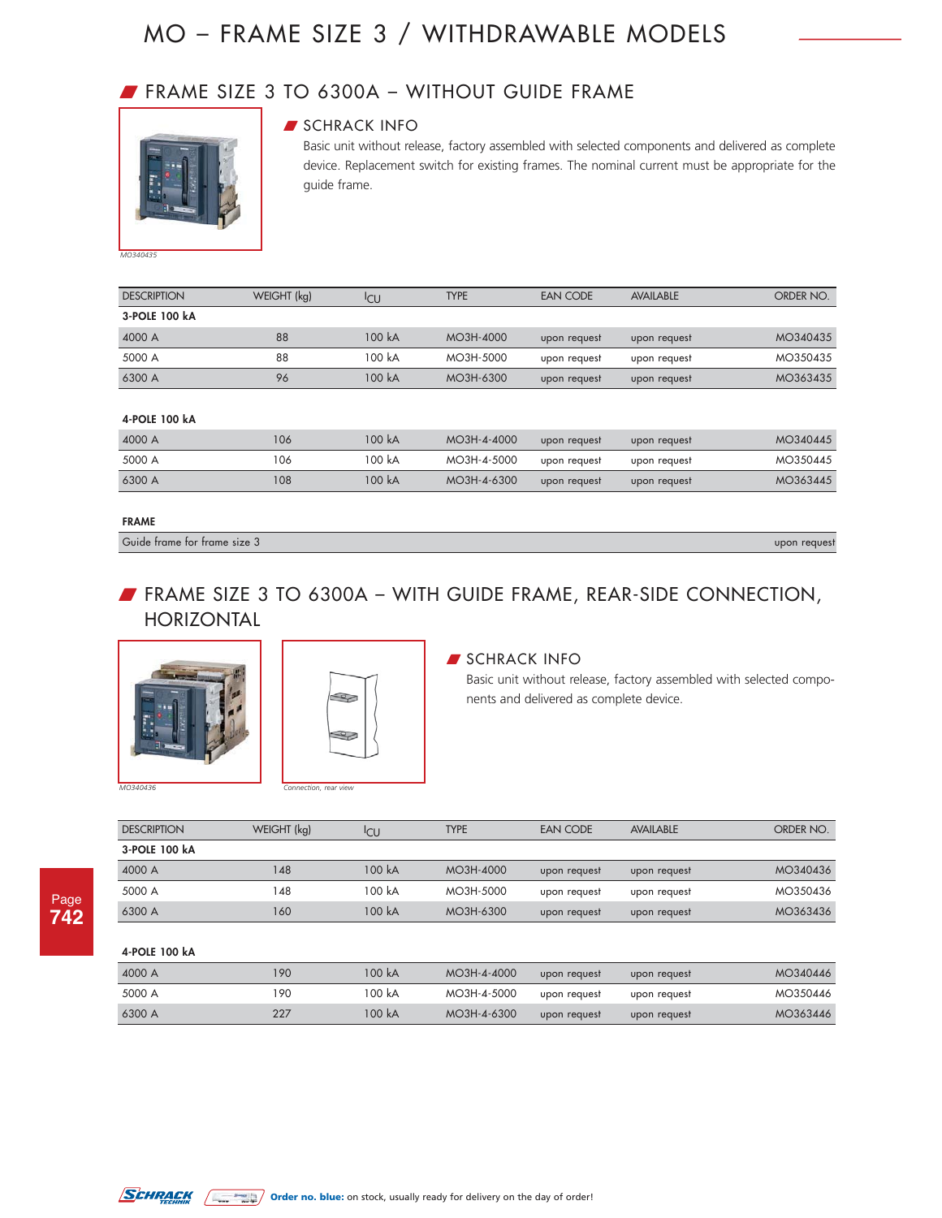# MO – FRAME SIZE 3 / WITHDRAWABLE MODELS

## FRAME SIZE 3 TO 6300A – WITHOUT GUIDE FRAME

MO340435

### SCHRACK INFO

Basic unit without release, factory assembled with selected components and delivered as complete device. Replacement switch for existing frames. The nominal current must be appropriate for the guide frame.

| DESCRIPTION | WEIGHT (kg) | $I_{CU}$ | TYPE | EAN CODE | AVAILABLE | ORDER NO. |
|---|---|---|---|---|---|---|
| **3-POLE 100 kA** | | | | | | |
| 4000 A | 88 | 100 kA | MO3H-4000 | upon request | upon request | MO340435 |
| 5000 A | 88 | 100 kA | MO3H-5000 | upon request | upon request | MO350435 |
| 6300 A | 96 | 100 kA | MO3H-6300 | upon request | upon request | MO363435 |
| **4-POLE 100 kA** | | | | | | |
| 4000 A | 106 | 100 kA | MO3H-4-4000 | upon request | upon request | MO340445 |
| 5000 A | 106 | 100 kA | MO3H-4-5000 | upon request | upon request | MO350445 |
| 6300 A | 108 | 100 kA | MO3H-4-6300 | upon request | upon request | MO363445 |
| **FRAME** | | | | | | |
| Guide frame for frame size 3 | | | | | | upon request |

## FRAME SIZE 3 TO 6300A – WITH GUIDE FRAME, REAR-SIDE CONNECTION, HORIZONTAL

MO340436

Connection, rear view

### SCHRACK INFO

Basic unit without release, factory assembled with selected components and delivered as complete device.

| DESCRIPTION | WEIGHT (kg) | $I_{CU}$ | TYPE | EAN CODE | AVAILABLE | ORDER NO. |
|---|---|---|---|---|---|---|
| **3-POLE 100 kA** | | | | | | |
| 4000 A | 148 | 100 kA | MO3H-4000 | upon request | upon request | MO340436 |
| 5000 A | 148 | 100 kA | MO3H-5000 | upon request | upon request | MO350436 |
| 6300 A | 160 | 100 kA | MO3H-6300 | upon request | upon request | MO363436 |
| **4-POLE 100 kA** | | | | | | |
| 4000 A | 190 | 100 kA | MO3H-4-4000 | upon request | upon request | MO340446 |
| 5000 A | 190 | 100 kA | MO3H-4-5000 | upon request | upon request | MO350446 |
| 6300 A | 227 | 100 kA | MO3H-4-6300 | upon request | upon request | MO363446 |

**Order no. blue:** on stock, usually ready for delivery on the day of order!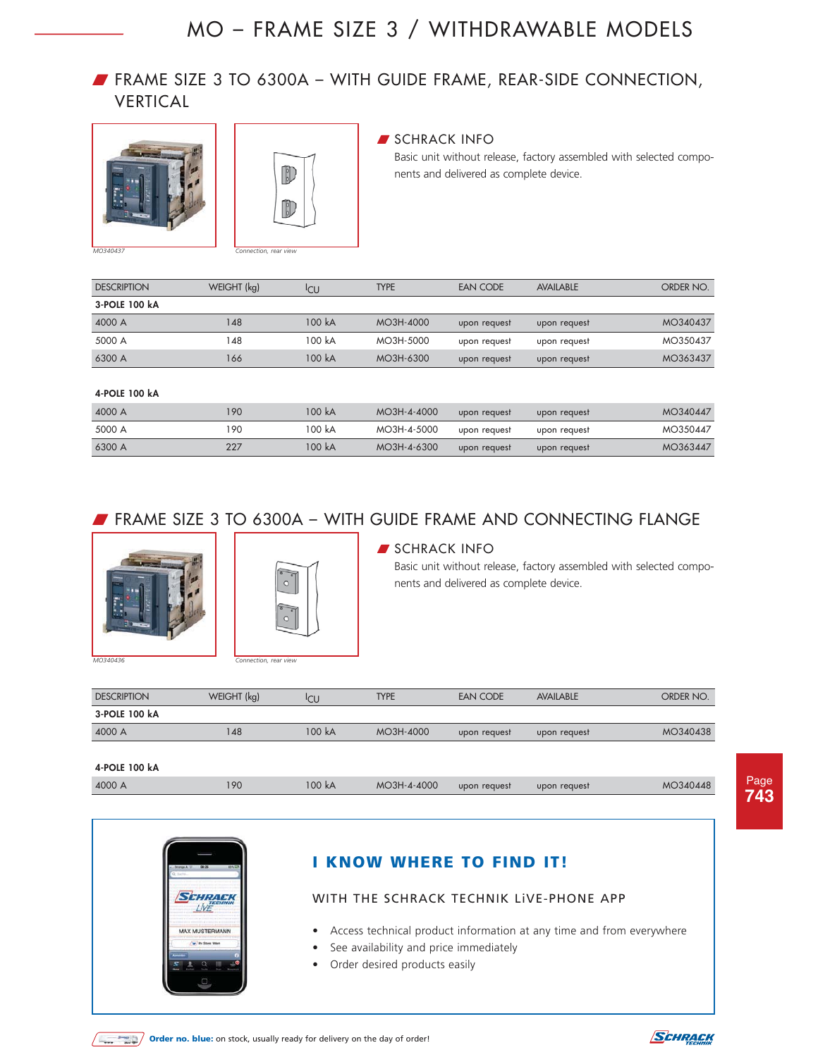# MO – FRAME SIZE 3 / WITHDRAWABLE MODELS

## FRAME SIZE 3 TO 6300A – WITH GUIDE FRAME, REAR-SIDE CONNECTION, VERTICAL

MO340437

Connection, rear view

### SCHRACK INFO

Basic unit without release, factory assembled with selected components and delivered as complete device.

| DESCRIPTION | WEIGHT (kg) | $I_{CU}$ | TYPE | EAN CODE | AVAILABLE | ORDER NO. |
|---|---|---|---|---|---|---|
| **3-POLE 100 kA** | | | | | | |
| 4000 A | 148 | 100 kA | MO3H-4000 | upon request | upon request | MO340437 |
| 5000 A | 148 | 100 kA | MO3H-5000 | upon request | upon request | MO350437 |
| 6300 A | 166 | 100 kA | MO3H-6300 | upon request | upon request | MO363437 |
| **4-POLE 100 kA** | | | | | | |
| 4000 A | 190 | 100 kA | MO3H-4-4000 | upon request | upon request | MO340447 |
| 5000 A | 190 | 100 kA | MO3H-4-5000 | upon request | upon request | MO350447 |
| 6300 A | 227 | 100 kA | MO3H-4-6300 | upon request | upon request | MO363447 |

## FRAME SIZE 3 TO 6300A – WITH GUIDE FRAME AND CONNECTING FLANGE

MO340436

Connection, rear view

### SCHRACK INFO

Basic unit without release, factory assembled with selected components and delivered as complete device.

| DESCRIPTION | WEIGHT (kg) | $I_{CU}$ | TYPE | EAN CODE | AVAILABLE | ORDER NO. |
|---|---|---|---|---|---|---|
| **3-POLE 100 kA** | | | | | | |
| 4000 A | 148 | 100 kA | MO3H-4000 | upon request | upon request | MO340438 |
| **4-POLE 100 kA** | | | | | | |
| 4000 A | 190 | 100 kA | MO3H-4-4000 | upon request | upon request | MO340448 |

## I KNOW WHERE TO FIND IT!

WITH THE SCHRACK TECHNIK LiVE-PHONE APP

- Access technical product information at any time and from everywhere
- See availability and price immediately
- Order desired products easily

**Order no. blue:** on stock, usually ready for delivery on the day of order!